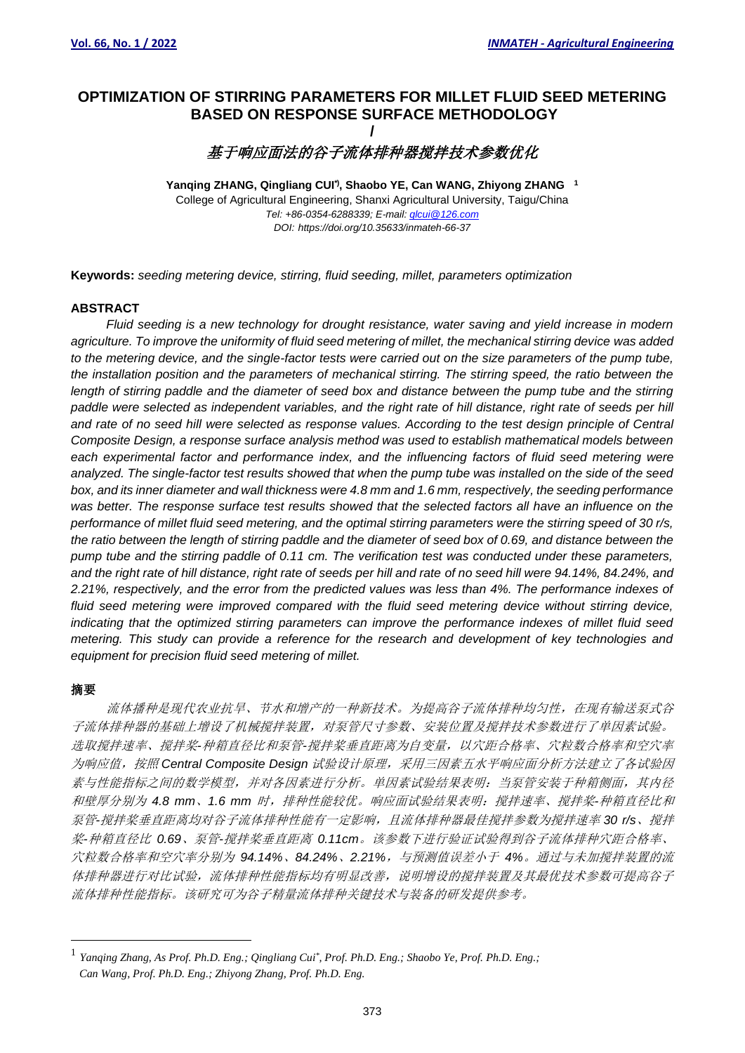# OPTIMIZATION OF STIRRING PARAMETERS FOR MILLET FLUID SEED METERING BASED ON RESPONSE SURFACE METHODOLOGY

/

# 基于响应面法的谷子流体排种器搅拌技术参数优化

**Yanqing ZHANG, Qingliang CUI*), Shaobo YE, Can WANG, Zhiyong ZHANG** [1]

College of Agricultural Engineering, Shanxi Agricultural University, Taigu/China

*Tel: +86-0354-6288339; E-mail: qlcui@126.com*

*DOI: https://doi.org/10.35633/inmateh-66-37*

**Keywords:** *seeding metering device, stirring, fluid seeding, millet, parameters optimization*

## ABSTRACT

*Fluid seeding is a new technology for drought resistance, water saving and yield increase in modern agriculture. To improve the uniformity of fluid seed metering of millet, the mechanical stirring device was added to the metering device, and the single-factor tests were carried out on the size parameters of the pump tube, the installation position and the parameters of mechanical stirring. The stirring speed, the ratio between the length of stirring paddle and the diameter of seed box and distance between the pump tube and the stirring paddle were selected as independent variables, and the right rate of hill distance, right rate of seeds per hill and rate of no seed hill were selected as response values. According to the test design principle of Central Composite Design, a response surface analysis method was used to establish mathematical models between each experimental factor and performance index, and the influencing factors of fluid seed metering were analyzed. The single-factor test results showed that when the pump tube was installed on the side of the seed box, and its inner diameter and wall thickness were 4.8 mm and 1.6 mm, respectively, the seeding performance was better. The response surface test results showed that the selected factors all have an influence on the performance of millet fluid seed metering, and the optimal stirring parameters were the stirring speed of 30 r/s, the ratio between the length of stirring paddle and the diameter of seed box of 0.69, and distance between the pump tube and the stirring paddle of 0.11 cm. The verification test was conducted under these parameters, and the right rate of hill distance, right rate of seeds per hill and rate of no seed hill were 94.14%, 84.24%, and 2.21%, respectively, and the error from the predicted values was less than 4%. The performance indexes of fluid seed metering were improved compared with the fluid seed metering device without stirring device, indicating that the optimized stirring parameters can improve the performance indexes of millet fluid seed metering. This study can provide a reference for the research and development of key technologies and equipment for precision fluid seed metering of millet.*

## 摘要

*流体播种是现代农业抗旱、节水和增产的一种新技术。为提高谷子流体排种均匀性，在现有输送泵式谷子流体排种器的基础上增设了机械搅拌装置，对泵管尺寸参数、安装位置及搅拌技术参数进行了单因素试验。选取搅拌速率、搅拌桨-种箱直径比和泵管-搅拌桨垂直距离为自变量，以穴距合格率、穴粒数合格率和空穴率为响应值，按照 Central Composite Design 试验设计原理，采用三因素五水平响应面分析方法建立了各试验因素与性能指标之间的数学模型，并对各因素进行分析。单因素试验结果表明：当泵管安装于种箱侧面，其内径和壁厚分别为 4.8 mm、1.6 mm 时，排种性能较优。响应面试验结果表明：搅拌速率、搅拌桨-种箱直径比和泵管-搅拌桨垂直距离均对谷子流体排种性能有一定影响，且流体排种器最佳搅拌参数为搅拌速率 30 r/s、搅拌桨-种箱直径比 0.69、泵管-搅拌桨垂直距离 0.11cm。该参数下进行验证试验得到谷子流体排种穴距合格率、穴粒数合格率和空穴率分别为 94.14%、84.24%、2.21%，与预测值误差小于 4%。通过与未加搅拌装置的流体排种器进行对比试验，流体排种性能指标均有明显改善，说明增设的搅拌装置及其最优技术参数可提高谷子流体排种性能指标。该研究可为谷子精量流体排种关键技术与装备的研发提供参考。*

---

[1] *Yanqing Zhang, As Prof. Ph.D. Eng.; Qingliang Cui*, Prof. Ph.D. Eng.; Shaobo Ye, Prof. Ph.D. Eng.; Can Wang, Prof. Ph.D. Eng.; Zhiyong Zhang, Prof. Ph.D. Eng.*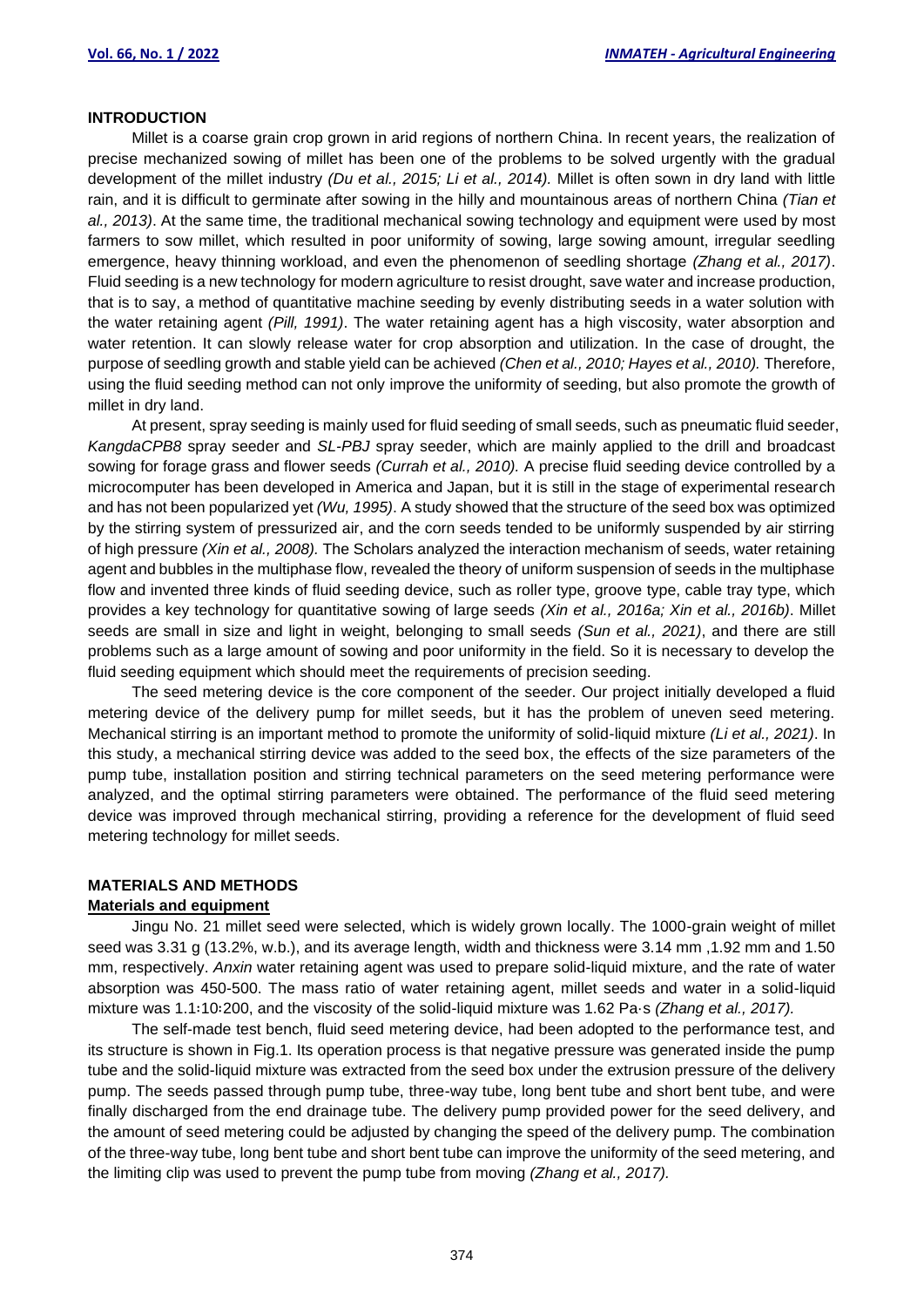## INTRODUCTION

Millet is a coarse grain crop grown in arid regions of northern China. In recent years, the realization of precise mechanized sowing of millet has been one of the problems to be solved urgently with the gradual development of the millet industry *(Du et al., 2015; Li et al., 2014).* Millet is often sown in dry land with little rain, and it is difficult to germinate after sowing in the hilly and mountainous areas of northern China *(Tian et al., 2013)*. At the same time, the traditional mechanical sowing technology and equipment were used by most farmers to sow millet, which resulted in poor uniformity of sowing, large sowing amount, irregular seedling emergence, heavy thinning workload, and even the phenomenon of seedling shortage *(Zhang et al., 2017)*. Fluid seeding is a new technology for modern agriculture to resist drought, save water and increase production, that is to say, a method of quantitative machine seeding by evenly distributing seeds in a water solution with the water retaining agent *(Pill, 1991)*. The water retaining agent has a high viscosity, water absorption and water retention. It can slowly release water for crop absorption and utilization. In the case of drought, the purpose of seedling growth and stable yield can be achieved *(Chen et al., 2010; Hayes et al., 2010).* Therefore, using the fluid seeding method can not only improve the uniformity of seeding, but also promote the growth of millet in dry land.

At present, spray seeding is mainly used for fluid seeding of small seeds, such as pneumatic fluid seeder, *KangdaCPB8* spray seeder and *SL-PBJ* spray seeder, which are mainly applied to the drill and broadcast sowing for forage grass and flower seeds *(Currah et al., 2010).* A precise fluid seeding device controlled by a microcomputer has been developed in America and Japan, but it is still in the stage of experimental research and has not been popularized yet *(Wu, 1995)*. A study showed that the structure of the seed box was optimized by the stirring system of pressurized air, and the corn seeds tended to be uniformly suspended by air stirring of high pressure *(Xin et al., 2008).* The Scholars analyzed the interaction mechanism of seeds, water retaining agent and bubbles in the multiphase flow, revealed the theory of uniform suspension of seeds in the multiphase flow and invented three kinds of fluid seeding device, such as roller type, groove type, cable tray type, which provides a key technology for quantitative sowing of large seeds *(Xin et al., 2016a; Xin et al., 2016b)*. Millet seeds are small in size and light in weight, belonging to small seeds *(Sun et al., 2021)*, and there are still problems such as a large amount of sowing and poor uniformity in the field. So it is necessary to develop the fluid seeding equipment which should meet the requirements of precision seeding.

The seed metering device is the core component of the seeder. Our project initially developed a fluid metering device of the delivery pump for millet seeds, but it has the problem of uneven seed metering. Mechanical stirring is an important method to promote the uniformity of solid-liquid mixture *(Li et al., 2021)*. In this study, a mechanical stirring device was added to the seed box, the effects of the size parameters of the pump tube, installation position and stirring technical parameters on the seed metering performance were analyzed, and the optimal stirring parameters were obtained. The performance of the fluid seed metering device was improved through mechanical stirring, providing a reference for the development of fluid seed metering technology for millet seeds.

## MATERIALS AND METHODS

### Materials and equipment

Jingu No. 21 millet seed were selected, which is widely grown locally. The 1000-grain weight of millet seed was 3.31 g (13.2%, w.b.), and its average length, width and thickness were 3.14 mm ,1.92 mm and 1.50 mm, respectively. *Anxin* water retaining agent was used to prepare solid-liquid mixture, and the rate of water absorption was 450-500. The mass ratio of water retaining agent, millet seeds and water in a solid-liquid mixture was 1.1∶10∶200, and the viscosity of the solid-liquid mixture was 1.62 Pa·s *(Zhang et al., 2017).*

The self-made test bench, fluid seed metering device, had been adopted to the performance test, and its structure is shown in Fig.1. Its operation process is that negative pressure was generated inside the pump tube and the solid-liquid mixture was extracted from the seed box under the extrusion pressure of the delivery pump. The seeds passed through pump tube, three-way tube, long bent tube and short bent tube, and were finally discharged from the end drainage tube. The delivery pump provided power for the seed delivery, and the amount of seed metering could be adjusted by changing the speed of the delivery pump. The combination of the three-way tube, long bent tube and short bent tube can improve the uniformity of the seed metering, and the limiting clip was used to prevent the pump tube from moving *(Zhang et al., 2017).*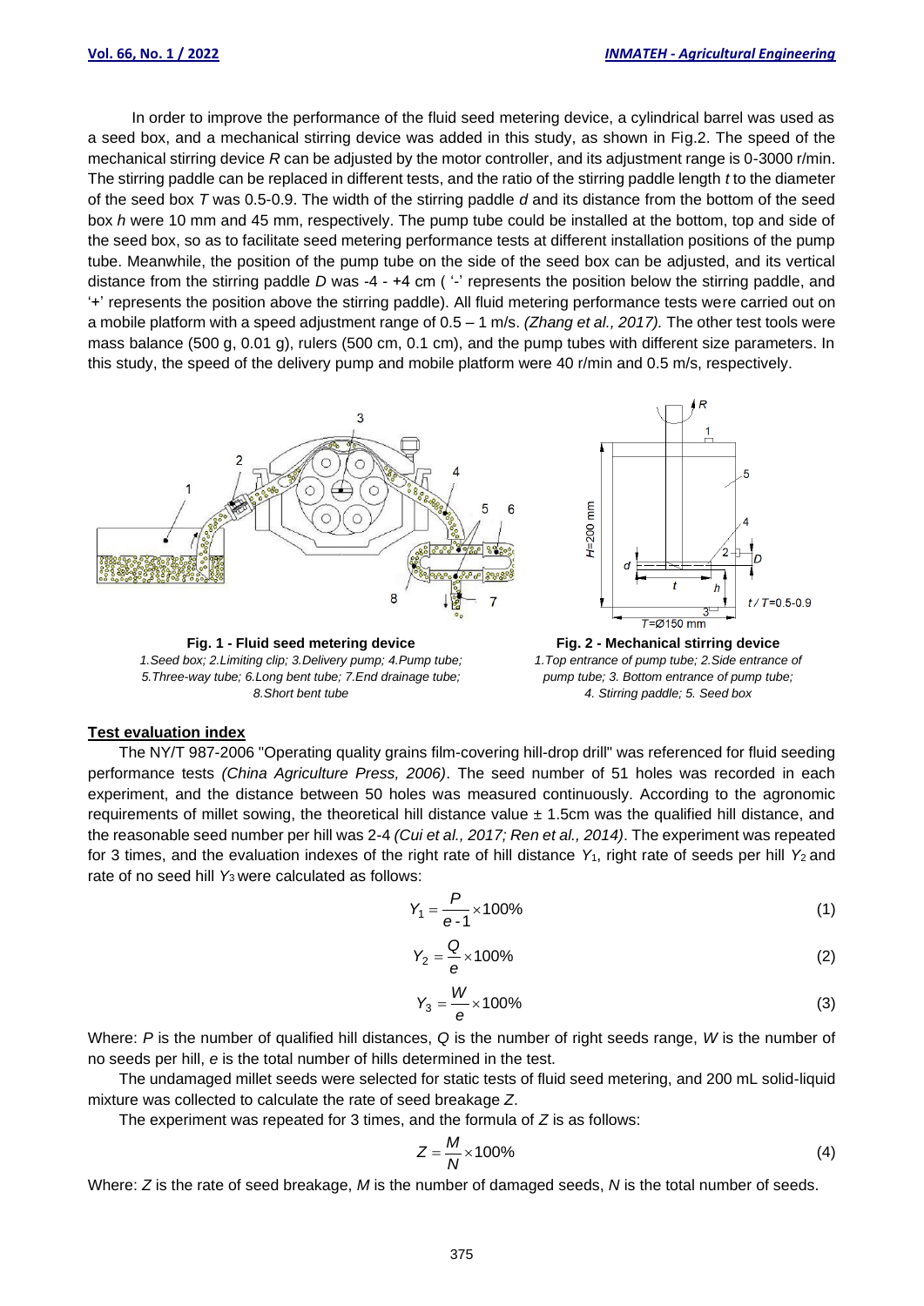In order to improve the performance of the fluid seed metering device, a cylindrical barrel was used as a seed box, and a mechanical stirring device was added in this study, as shown in Fig.2. The speed of the mechanical stirring device $R$ can be adjusted by the motor controller, and its adjustment range is 0-3000 r/min. The stirring paddle can be replaced in different tests, and the ratio of the stirring paddle length $t$ to the diameter of the seed box $T$ was 0.5-0.9. The width of the stirring paddle $d$ and its distance from the bottom of the seed box $h$ were 10 mm and 45 mm, respectively. The pump tube could be installed at the bottom, top and side of the seed box, so as to facilitate seed metering performance tests at different installation positions of the pump tube. Meanwhile, the position of the pump tube on the side of the seed box can be adjusted, and its vertical distance from the stirring paddle $D$ was -4 - +4 cm ( '-' represents the position below the stirring paddle, and '+' represents the position above the stirring paddle). All fluid metering performance tests were carried out on a mobile platform with a speed adjustment range of 0.5 – 1 m/s. *(Zhang et al., 2017).* The other test tools were mass balance (500 g, 0.01 g), rulers (500 cm, 0.1 cm), and the pump tubes with different size parameters. In this study, the speed of the delivery pump and mobile platform were 40 r/min and 0.5 m/s, respectively.

**Fig. 1 - Fluid seed metering device**

*1.Seed box; 2.Limiting clip; 3.Delivery pump; 4.Pump tube; 5.Three-way tube; 6.Long bent tube; 7.End drainage tube; 8.Short bent tube*

**Fig. 2 - Mechanical stirring device**

*1.Top entrance of pump tube; 2.Side entrance of pump tube; 3. Bottom entrance of pump tube; 4. Stirring paddle; 5. Seed box*

## Test evaluation index

The NY/T 987-2006 "Operating quality grains film-covering hill-drop drill" was referenced for fluid seeding performance tests *(China Agriculture Press, 2006)*. The seed number of 51 holes was recorded in each experiment, and the distance between 50 holes was measured continuously. According to the agronomic requirements of millet sowing, the theoretical hill distance value ± 1.5cm was the qualified hill distance, and the reasonable seed number per hill was 2-4 *(Cui et al., 2017; Ren et al., 2014)*. The experiment was repeated for 3 times, and the evaluation indexes of the right rate of hill distance $Y_1$, right rate of seeds per hill $Y_2$ and rate of no seed hill $Y_3$ were calculated as follows:

$$Y_1 = \frac{P}{e-1} \times 100\% \tag{1}$$

$$Y_2 = \frac{Q}{e} \times 100\% \tag{2}$$

$$Y_3 = \frac{W}{e} \times 100\% \tag{3}$$

Where: $P$ is the number of qualified hill distances, $Q$ is the number of right seeds range, $W$ is the number of no seeds per hill, $e$ is the total number of hills determined in the test.

The undamaged millet seeds were selected for static tests of fluid seed metering, and 200 mL solid-liquid mixture was collected to calculate the rate of seed breakage $Z$.

The experiment was repeated for 3 times, and the formula of $Z$ is as follows:

$$Z = \frac{M}{N} \times 100\% \tag{4}$$

Where: $Z$ is the rate of seed breakage, $M$ is the number of damaged seeds, $N$ is the total number of seeds.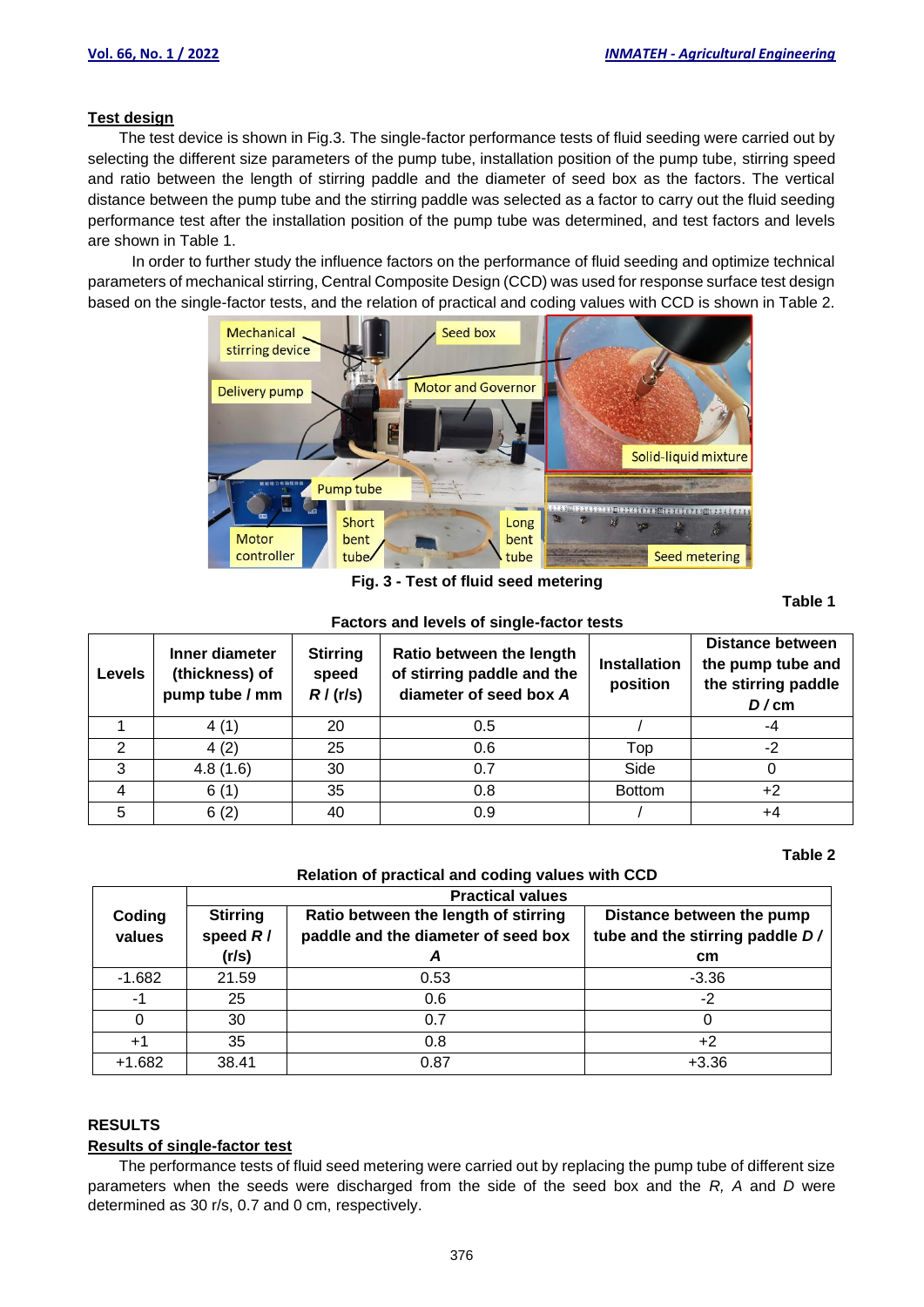### Test design

The test device is shown in Fig.3. The single-factor performance tests of fluid seeding were carried out by selecting the different size parameters of the pump tube, installation position of the pump tube, stirring speed and ratio between the length of stirring paddle and the diameter of seed box as the factors. The vertical distance between the pump tube and the stirring paddle was selected as a factor to carry out the fluid seeding performance test after the installation position of the pump tube was determined, and test factors and levels are shown in Table 1.

In order to further study the influence factors on the performance of fluid seeding and optimize technical parameters of mechanical stirring, Central Composite Design (CCD) was used for response surface test design based on the single-factor tests, and the relation of practical and coding values with CCD is shown in Table 2.

**Fig. 3 - Test of fluid seed metering**

**Table 1**

**Factors and levels of single-factor tests**

| Levels | Inner diameter (thickness) of pump tube / mm | Stirring speed *R* / (r/s) | Ratio between the length of stirring paddle and the diameter of seed box *A* | Installation position | Distance between the pump tube and the stirring paddle *D* / cm |
|---|---|---|---|---|---|
| 1 | 4 (1) | 20 | 0.5 | / | -4 |
| 2 | 4 (2) | 25 | 0.6 | Top | -2 |
| 3 | 4.8 (1.6) | 30 | 0.7 | Side | 0 |
| 4 | 6 (1) | 35 | 0.8 | Bottom | +2 |
| 5 | 6 (2) | 40 | 0.9 | / | +4 |

**Table 2**

**Relation of practical and coding values with CCD**

| Coding values | Practical values | | |
|---|---|---|---|
| | Stirring speed *R* / (r/s) | Ratio between the length of stirring paddle and the diameter of seed box *A* | Distance between the pump tube and the stirring paddle *D* / cm |
| -1.682 | 21.59 | 0.53 | -3.36 |
| -1 | 25 | 0.6 | -2 |
| 0 | 30 | 0.7 | 0 |
| +1 | 35 | 0.8 | +2 |
| +1.682 | 38.41 | 0.87 | +3.36 |

## RESULTS

### Results of single-factor test

The performance tests of fluid seed metering were carried out by replacing the pump tube of different size parameters when the seeds were discharged from the side of the seed box and the *R*, *A* and *D* were determined as 30 r/s, 0.7 and 0 cm, respectively.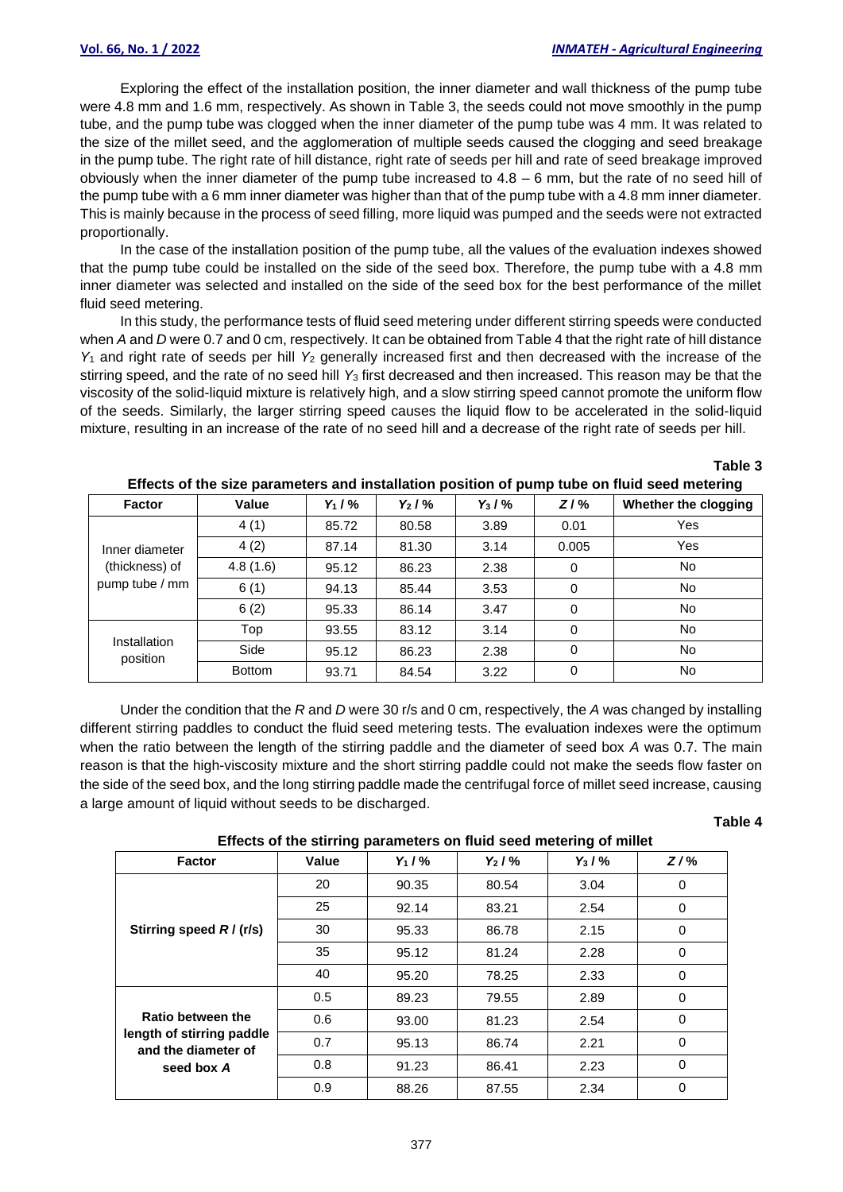Exploring the effect of the installation position, the inner diameter and wall thickness of the pump tube were 4.8 mm and 1.6 mm, respectively. As shown in Table 3, the seeds could not move smoothly in the pump tube, and the pump tube was clogged when the inner diameter of the pump tube was 4 mm. It was related to the size of the millet seed, and the agglomeration of multiple seeds caused the clogging and seed breakage in the pump tube. The right rate of hill distance, right rate of seeds per hill and rate of seed breakage improved obviously when the inner diameter of the pump tube increased to 4.8 – 6 mm, but the rate of no seed hill of the pump tube with a 6 mm inner diameter was higher than that of the pump tube with a 4.8 mm inner diameter. This is mainly because in the process of seed filling, more liquid was pumped and the seeds were not extracted proportionally.

In the case of the installation position of the pump tube, all the values of the evaluation indexes showed that the pump tube could be installed on the side of the seed box. Therefore, the pump tube with a 4.8 mm inner diameter was selected and installed on the side of the seed box for the best performance of the millet fluid seed metering.

In this study, the performance tests of fluid seed metering under different stirring speeds were conducted when $A$ and $D$ were 0.7 and 0 cm, respectively. It can be obtained from Table 4 that the right rate of hill distance $Y_1$ and right rate of seeds per hill $Y_2$ generally increased first and then decreased with the increase of the stirring speed, and the rate of no seed hill $Y_3$ first decreased and then increased. This reason may be that the viscosity of the solid-liquid mixture is relatively high, and a slow stirring speed cannot promote the uniform flow of the seeds. Similarly, the larger stirring speed causes the liquid flow to be accelerated in the solid-liquid mixture, resulting in an increase of the rate of no seed hill and a decrease of the right rate of seeds per hill.

**Table 3**

**Effects of the size parameters and installation position of pump tube on fluid seed metering**

| Factor | Value | $Y_1$ / % | $Y_2$ / % | $Y_3$ / % | $Z$ / % | Whether the clogging |
|---|---|---|---|---|---|---|
| Inner diameter (thickness) of pump tube / mm | 4 (1) | 85.72 | 80.58 | 3.89 | 0.01 | Yes |
| | 4 (2) | 87.14 | 81.30 | 3.14 | 0.005 | Yes |
| | 4.8 (1.6) | 95.12 | 86.23 | 2.38 | 0 | No |
| | 6 (1) | 94.13 | 85.44 | 3.53 | 0 | No |
| | 6 (2) | 95.33 | 86.14 | 3.47 | 0 | No |
| Installation position | Top | 93.55 | 83.12 | 3.14 | 0 | No |
| | Side | 95.12 | 86.23 | 2.38 | 0 | No |
| | Bottom | 93.71 | 84.54 | 3.22 | 0 | No |

Under the condition that the $R$ and $D$ were 30 r/s and 0 cm, respectively, the $A$ was changed by installing different stirring paddles to conduct the fluid seed metering tests. The evaluation indexes were the optimum when the ratio between the length of the stirring paddle and the diameter of seed box $A$ was 0.7. The main reason is that the high-viscosity mixture and the short stirring paddle could not make the seeds flow faster on the side of the seed box, and the long stirring paddle made the centrifugal force of millet seed increase, causing a large amount of liquid without seeds to be discharged.

**Table 4**

**Effects of the stirring parameters on fluid seed metering of millet**

| Factor | Value | $Y_1$ / % | $Y_2$ / % | $Y_3$ / % | $Z$ / % |
|---|---|---|---|---|---|
| **Stirring speed $R$ / (r/s)** | 20 | 90.35 | 80.54 | 3.04 | 0 |
| | 25 | 92.14 | 83.21 | 2.54 | 0 |
| | 30 | 95.33 | 86.78 | 2.15 | 0 |
| | 35 | 95.12 | 81.24 | 2.28 | 0 |
| | 40 | 95.20 | 78.25 | 2.33 | 0 |
| **Ratio between the length of stirring paddle and the diameter of seed box $A$** | 0.5 | 89.23 | 79.55 | 2.89 | 0 |
| | 0.6 | 93.00 | 81.23 | 2.54 | 0 |
| | 0.7 | 95.13 | 86.74 | 2.21 | 0 |
| | 0.8 | 91.23 | 86.41 | 2.23 | 0 |
| | 0.9 | 88.26 | 87.55 | 2.34 | 0 |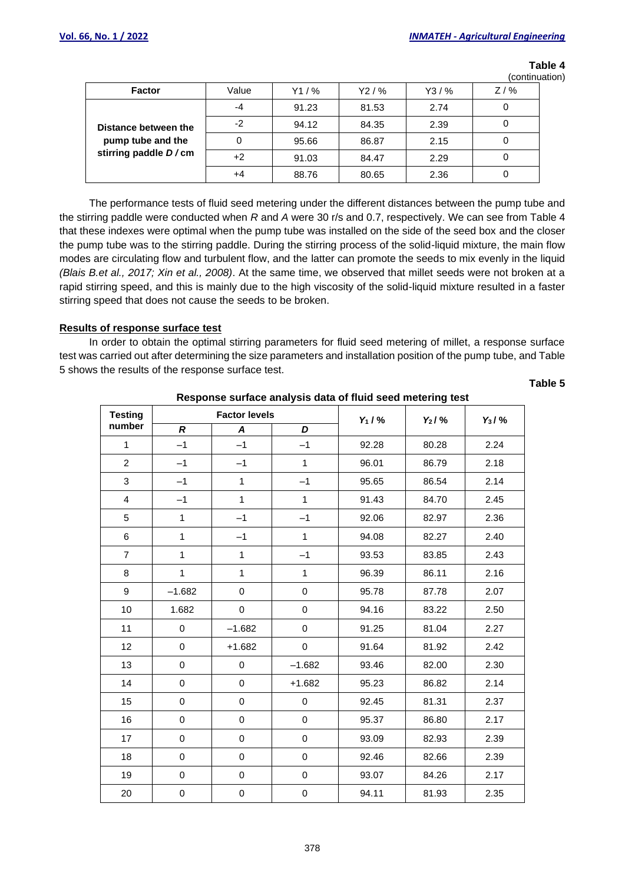**Table 4**
(continuation)

| Factor | Value | Y1 / % | Y2 / % | Y3 / % | Z / % |
|---|---|---|---|---|---|
| **Distance between the pump tube and the stirring paddle *D* / cm** | -4 | 91.23 | 81.53 | 2.74 | 0 |
| | -2 | 94.12 | 84.35 | 2.39 | 0 |
| | 0 | 95.66 | 86.87 | 2.15 | 0 |
| | +2 | 91.03 | 84.47 | 2.29 | 0 |
| | +4 | 88.76 | 80.65 | 2.36 | 0 |

The performance tests of fluid seed metering under the different distances between the pump tube and the stirring paddle were conducted when *R* and *A* were 30 r/s and 0.7, respectively. We can see from Table 4 that these indexes were optimal when the pump tube was installed on the side of the seed box and the closer the pump tube was to the stirring paddle. During the stirring process of the solid-liquid mixture, the main flow modes are circulating flow and turbulent flow, and the latter can promote the seeds to mix evenly in the liquid *(Blais B.et al., 2017; Xin et al., 2008)*. At the same time, we observed that millet seeds were not broken at a rapid stirring speed, and this is mainly due to the high viscosity of the solid-liquid mixture resulted in a faster stirring speed that does not cause the seeds to be broken.

## Results of response surface test

In order to obtain the optimal stirring parameters for fluid seed metering of millet, a response surface test was carried out after determining the size parameters and installation position of the pump tube, and Table 5 shows the results of the response surface test.

**Table 5**

**Response surface analysis data of fluid seed metering test**

| Testing number | Factor levels | | | $Y_1$ / % | $Y_2$ / % | $Y_3$ / % |
|---|---|---|---|---|---|---|
| | ***R*** | ***A*** | ***D*** | | | |
| 1 | –1 | –1 | –1 | 92.28 | 80.28 | 2.24 |
| 2 | –1 | –1 | 1 | 96.01 | 86.79 | 2.18 |
| 3 | –1 | 1 | –1 | 95.65 | 86.54 | 2.14 |
| 4 | –1 | 1 | 1 | 91.43 | 84.70 | 2.45 |
| 5 | 1 | –1 | –1 | 92.06 | 82.97 | 2.36 |
| 6 | 1 | –1 | 1 | 94.08 | 82.27 | 2.40 |
| 7 | 1 | 1 | –1 | 93.53 | 83.85 | 2.43 |
| 8 | 1 | 1 | 1 | 96.39 | 86.11 | 2.16 |
| 9 | –1.682 | 0 | 0 | 95.78 | 87.78 | 2.07 |
| 10 | 1.682 | 0 | 0 | 94.16 | 83.22 | 2.50 |
| 11 | 0 | –1.682 | 0 | 91.25 | 81.04 | 2.27 |
| 12 | 0 | +1.682 | 0 | 91.64 | 81.92 | 2.42 |
| 13 | 0 | 0 | –1.682 | 93.46 | 82.00 | 2.30 |
| 14 | 0 | 0 | +1.682 | 95.23 | 86.82 | 2.14 |
| 15 | 0 | 0 | 0 | 92.45 | 81.31 | 2.37 |
| 16 | 0 | 0 | 0 | 95.37 | 86.80 | 2.17 |
| 17 | 0 | 0 | 0 | 93.09 | 82.93 | 2.39 |
| 18 | 0 | 0 | 0 | 92.46 | 82.66 | 2.39 |
| 19 | 0 | 0 | 0 | 93.07 | 84.26 | 2.17 |
| 20 | 0 | 0 | 0 | 94.11 | 81.93 | 2.35 |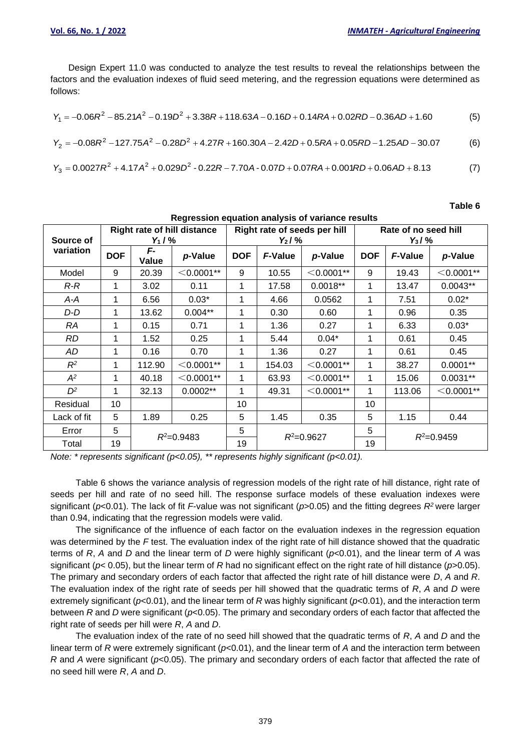Design Expert 11.0 was conducted to analyze the test results to reveal the relationships between the factors and the evaluation indexes of fluid seed metering, and the regression equations were determined as follows:

$$Y_1 = -0.06R^2 - 85.21A^2 - 0.19D^2 + 3.38R + 118.63A - 0.16D + 0.14RA + 0.02RD - 0.36AD + 1.60 \tag{5}$$

$$Y_2 = -0.08R^2 - 127.75A^2 - 0.28D^2 + 4.27R + 160.30A - 2.42D + 0.5RA + 0.05RD - 1.25AD - 30.07 \tag{6}$$

$$Y_3 = 0.0027R^2 + 4.17A^2 + 0.029D^2 - 0.22R - 7.70A - 0.07D + 0.07RA + 0.001RD + 0.06AD + 8.13 \tag{7}$$

**Table 6**

**Regression equation analysis of variance results**

| Source of variation | Right rate of hill distance $Y_1$ / % | | | Right rate of seeds per hill $Y_2$ / % | | | Rate of no seed hill $Y_3$ / % | | |
|---|---|---|---|---|---|---|---|---|---|
| | **DOF** | ***F*-Value** | ***p*-Value** | **DOF** | ***F*-Value** | ***p*-Value** | **DOF** | ***F*-Value** | ***p*-Value** |
| Model | 9 | 20.39 | <0.0001** | 9 | 10.55 | <0.0001** | 9 | 19.43 | <0.0001** |
| *R-R* | 1 | 3.02 | 0.11 | 1 | 17.58 | 0.0018** | 1 | 13.47 | 0.0043** |
| *A-A* | 1 | 6.56 | 0.03* | 1 | 4.66 | 0.0562 | 1 | 7.51 | 0.02* |
| *D-D* | 1 | 13.62 | 0.004** | 1 | 0.30 | 0.60 | 1 | 0.96 | 0.35 |
| *RA* | 1 | 0.15 | 0.71 | 1 | 1.36 | 0.27 | 1 | 6.33 | 0.03* |
| *RD* | 1 | 1.52 | 0.25 | 1 | 5.44 | 0.04* | 1 | 0.61 | 0.45 |
| *AD* | 1 | 0.16 | 0.70 | 1 | 1.36 | 0.27 | 1 | 0.61 | 0.45 |
| $R^2$ | 1 | 112.90 | <0.0001** | 1 | 154.03 | <0.0001** | 1 | 38.27 | 0.0001** |
| $A^2$ | 1 | 40.18 | <0.0001** | 1 | 63.93 | <0.0001** | 1 | 15.06 | 0.0031** |
| $D^2$ | 1 | 32.13 | 0.0002** | 1 | 49.31 | <0.0001** | 1 | 113.06 | <0.0001** |
| Residual | 10 | | | 10 | | | 10 | | |
| Lack of fit | 5 | 1.89 | 0.25 | 5 | 1.45 | 0.35 | 5 | 1.15 | 0.44 |
| Error | 5 | $R^2$=0.9483 | | 5 | $R^2$=0.9627 | | 5 | $R^2$=0.9459 | |
| Total | 19 | | | 19 | | | 19 | | |

*Note: \* represents significant (p<0.05), \*\* represents highly significant (p<0.01).*

Table 6 shows the variance analysis of regression models of the right rate of hill distance, right rate of seeds per hill and rate of no seed hill. The response surface models of these evaluation indexes were significant ($p$<0.01). The lack of fit $F$-value was not significant ($p$>0.05) and the fitting degrees $R^2$ were larger than 0.94, indicating that the regression models were valid.

The significance of the influence of each factor on the evaluation indexes in the regression equation was determined by the $F$ test. The evaluation index of the right rate of hill distance showed that the quadratic terms of $R$, $A$ and $D$ and the linear term of $D$ were highly significant ($p$<0.01), and the linear term of $A$ was significant ($p$< 0.05), but the linear term of $R$ had no significant effect on the right rate of hill distance ($p$>0.05). The primary and secondary orders of each factor that affected the right rate of hill distance were $D$, $A$ and $R$. The evaluation index of the right rate of seeds per hill showed that the quadratic terms of $R$, $A$ and $D$ were extremely significant ($p$<0.01), and the linear term of $R$ was highly significant ($p$<0.01), and the interaction term between $R$ and $D$ were significant ($p$<0.05). The primary and secondary orders of each factor that affected the right rate of seeds per hill were $R$, $A$ and $D$.

The evaluation index of the rate of no seed hill showed that the quadratic terms of $R$, $A$ and $D$ and the linear term of $R$ were extremely significant ($p$<0.01), and the linear term of $A$ and the interaction term between $R$ and $A$ were significant ($p$<0.05). The primary and secondary orders of each factor that affected the rate of no seed hill were $R$, $A$ and $D$.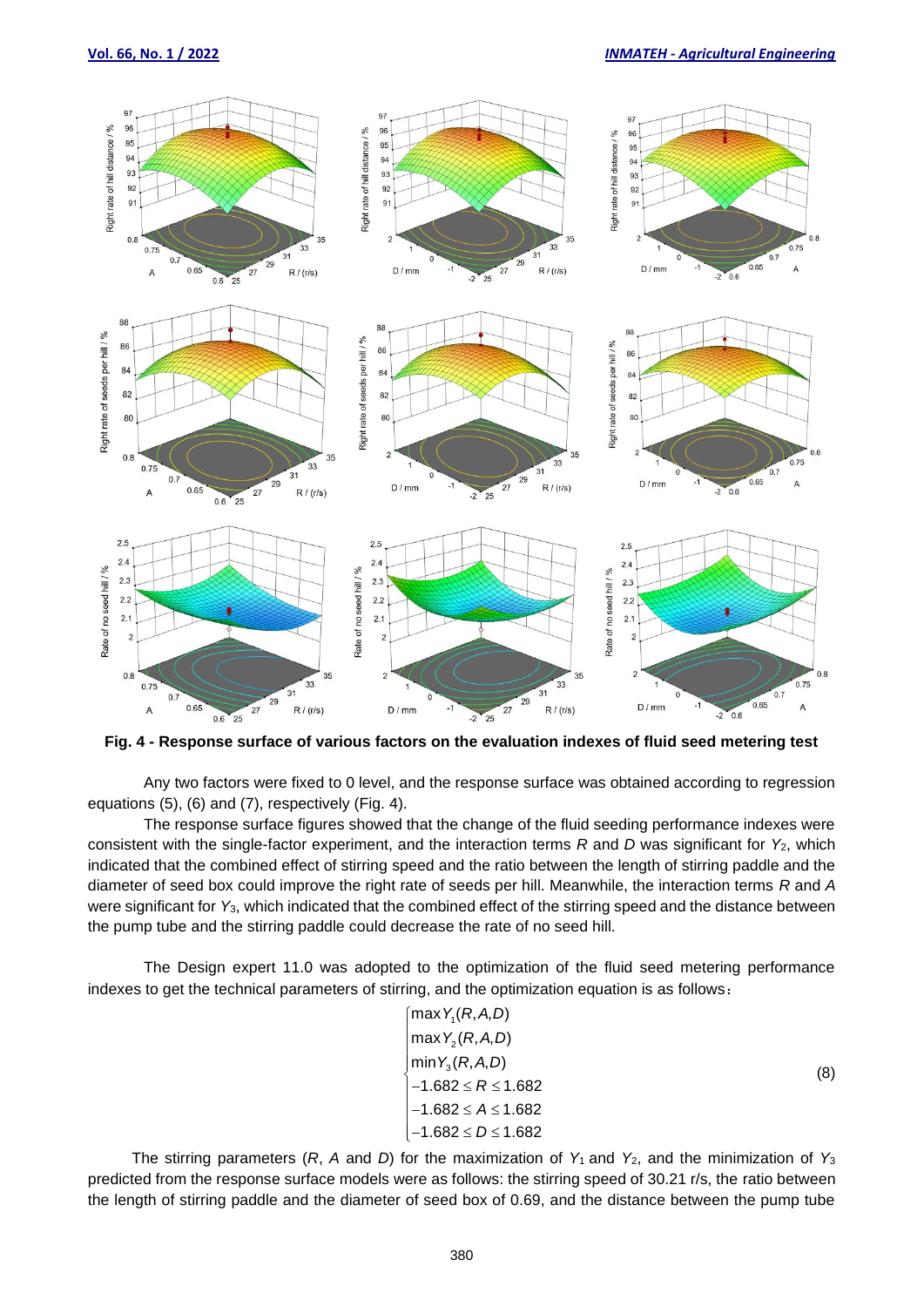**Fig. 4 - Response surface of various factors on the evaluation indexes of fluid seed metering test**

Any two factors were fixed to 0 level, and the response surface was obtained according to regression equations (5), (6) and (7), respectively (Fig. 4).

The response surface figures showed that the change of the fluid seeding performance indexes were consistent with the single-factor experiment, and the interaction terms $R$ and $D$ was significant for $Y_2$, which indicated that the combined effect of stirring speed and the ratio between the length of stirring paddle and the diameter of seed box could improve the right rate of seeds per hill. Meanwhile, the interaction terms $R$ and $A$ were significant for $Y_3$, which indicated that the combined effect of the stirring speed and the distance between the pump tube and the stirring paddle could decrease the rate of no seed hill.

The Design expert 11.0 was adopted to the optimization of the fluid seed metering performance indexes to get the technical parameters of stirring, and the optimization equation is as follows：

$$\begin{cases} \max Y_1(R,A,D) \\ \max Y_2(R,A,D) \\ \min Y_3(R,A,D) \\ -1.682 \le R \le 1.682 \\ -1.682 \le A \le 1.682 \\ -1.682 \le D \le 1.682 \end{cases} \tag{8}$$

The stirring parameters ($R$, $A$ and $D$) for the maximization of $Y_1$ and $Y_2$, and the minimization of $Y_3$ predicted from the response surface models were as follows: the stirring speed of 30.21 r/s, the ratio between the length of stirring paddle and the diameter of seed box of 0.69, and the distance between the pump tube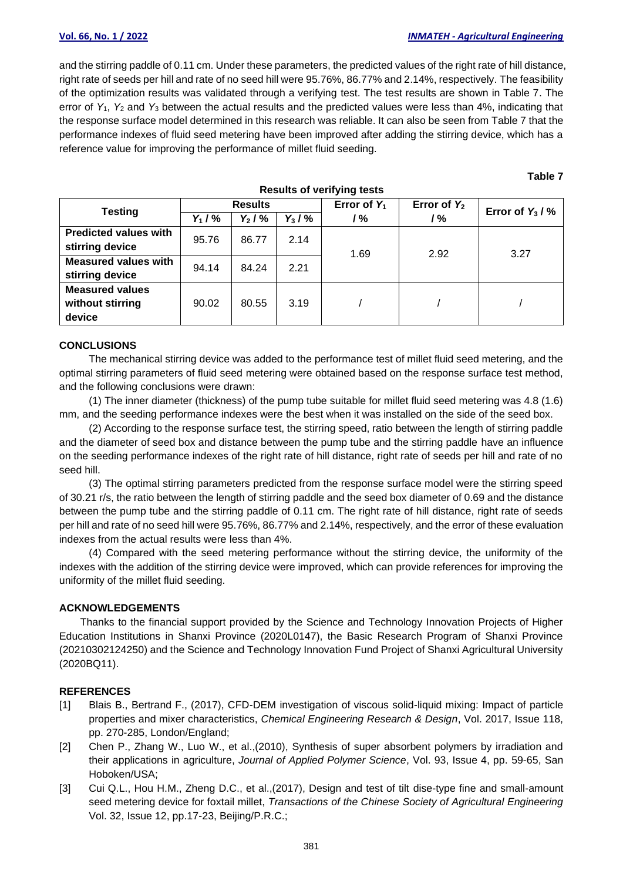and the stirring paddle of 0.11 cm. Under these parameters, the predicted values of the right rate of hill distance, right rate of seeds per hill and rate of no seed hill were 95.76%, 86.77% and 2.14%, respectively. The feasibility of the optimization results was validated through a verifying test. The test results are shown in Table 7. The error of $Y_1$, $Y_2$ and $Y_3$ between the actual results and the predicted values were less than 4%, indicating that the response surface model determined in this research was reliable. It can also be seen from Table 7 that the performance indexes of fluid seed metering have been improved after adding the stirring device, which has a reference value for improving the performance of millet fluid seeding.

**Table 7**

**Results of verifying tests**

| Testing | Results | | | Error of $Y_1$ / % | Error of $Y_2$ / % | Error of $Y_3$ / % |
|---|---|---|---|---|---|---|
| | $Y_1$ / % | $Y_2$ / % | $Y_3$ / % | | | |
| **Predicted values with stirring device** | 95.76 | 86.77 | 2.14 | 1.69 | 2.92 | 3.27 |
| **Measured values with stirring device** | 94.14 | 84.24 | 2.21 | | | |
| **Measured values without stirring device** | 90.02 | 80.55 | 3.19 | / | / | / |

## CONCLUSIONS

The mechanical stirring device was added to the performance test of millet fluid seed metering, and the optimal stirring parameters of fluid seed metering were obtained based on the response surface test method, and the following conclusions were drawn:

(1) The inner diameter (thickness) of the pump tube suitable for millet fluid seed metering was 4.8 (1.6) mm, and the seeding performance indexes were the best when it was installed on the side of the seed box.

(2) According to the response surface test, the stirring speed, ratio between the length of stirring paddle and the diameter of seed box and distance between the pump tube and the stirring paddle have an influence on the seeding performance indexes of the right rate of hill distance, right rate of seeds per hill and rate of no seed hill.

(3) The optimal stirring parameters predicted from the response surface model were the stirring speed of 30.21 r/s, the ratio between the length of stirring paddle and the seed box diameter of 0.69 and the distance between the pump tube and the stirring paddle of 0.11 cm. The right rate of hill distance, right rate of seeds per hill and rate of no seed hill were 95.76%, 86.77% and 2.14%, respectively, and the error of these evaluation indexes from the actual results were less than 4%.

(4) Compared with the seed metering performance without the stirring device, the uniformity of the indexes with the addition of the stirring device were improved, which can provide references for improving the uniformity of the millet fluid seeding.

## ACKNOWLEDGEMENTS

Thanks to the financial support provided by the Science and Technology Innovation Projects of Higher Education Institutions in Shanxi Province (2020L0147), the Basic Research Program of Shanxi Province (20210302124250) and the Science and Technology Innovation Fund Project of Shanxi Agricultural University (2020BQ11).

## REFERENCES

[1] Blais B., Bertrand F., (2017), CFD-DEM investigation of viscous solid-liquid mixing: Impact of particle properties and mixer characteristics, *Chemical Engineering Research & Design*, Vol. 2017, Issue 118, pp. 270-285, London/England;

[2] Chen P., Zhang W., Luo W., et al.,(2010), Synthesis of super absorbent polymers by irradiation and their applications in agriculture, *Journal of Applied Polymer Science*, Vol. 93, Issue 4, pp. 59-65, San Hoboken/USA;

[3] Cui Q.L., Hou H.M., Zheng D.C., et al.,(2017), Design and test of tilt dise-type fine and small-amount seed metering device for foxtail millet, *Transactions of the Chinese Society of Agricultural Engineering* Vol. 32, Issue 12, pp.17-23, Beijing/P.R.C.;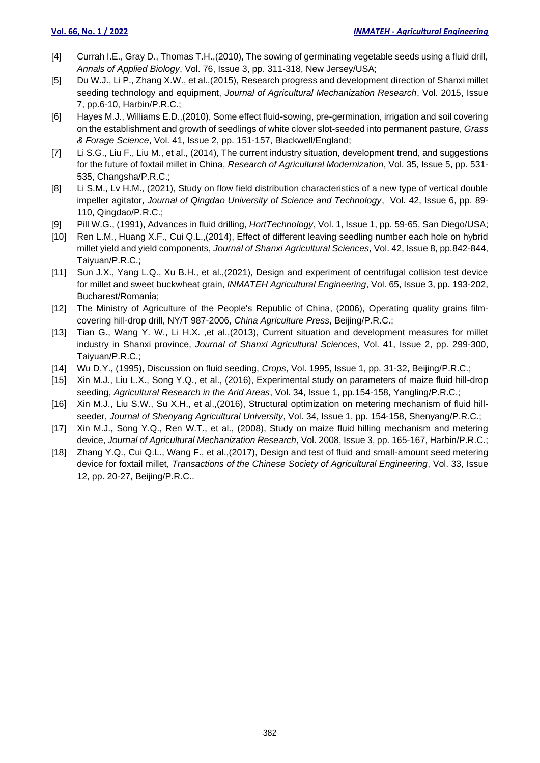[4] Currah I.E., Gray D., Thomas T.H.,(2010), The sowing of germinating vegetable seeds using a fluid drill, *Annals of Applied Biology*, Vol. 76, Issue 3, pp. 311-318, New Jersey/USA;

[5] Du W.J., Li P., Zhang X.W., et al.,(2015), Research progress and development direction of Shanxi millet seeding technology and equipment, *Journal of Agricultural Mechanization Research*, Vol. 2015, Issue 7, pp.6-10, Harbin/P.R.C.;

[6] Hayes M.J., Williams E.D.,(2010), Some effect fluid-sowing, pre-germination, irrigation and soil covering on the establishment and growth of seedlings of white clover slot-seeded into permanent pasture, *Grass & Forage Science*, Vol. 41, Issue 2, pp. 151-157, Blackwell/England;

[7] Li S.G., Liu F., Liu M., et al., (2014), The current industry situation, development trend, and suggestions for the future of foxtail millet in China, *Research of Agricultural Modernization*, Vol. 35, Issue 5, pp. 531-535, Changsha/P.R.C.;

[8] Li S.M., Lv H.M., (2021), Study on flow field distribution characteristics of a new type of vertical double impeller agitator, *Journal of Qingdao University of Science and Technology*, Vol. 42, Issue 6, pp. 89-110, Qingdao/P.R.C.;

[9] Pill W.G., (1991), Advances in fluid drilling, *HortTechnology*, Vol. 1, Issue 1, pp. 59-65, San Diego/USA;

[10] Ren L.M., Huang X.F., Cui Q.L.,(2014), Effect of different leaving seedling number each hole on hybrid millet yield and yield components, *Journal of Shanxi Agricultural Sciences*, Vol. 42, Issue 8, pp.842-844, Taiyuan/P.R.C.;

[11] Sun J.X., Yang L.Q., Xu B.H., et al.,(2021), Design and experiment of centrifugal collision test device for millet and sweet buckwheat grain, *INMATEH Agricultural Engineering*, Vol. 65, Issue 3, pp. 193-202, Bucharest/Romania;

[12] The Ministry of Agriculture of the People's Republic of China, (2006), Operating quality grains film-covering hill-drop drill, NY/T 987-2006, *China Agriculture Press*, Beijing/P.R.C.;

[13] Tian G., Wang Y. W., Li H.X. ,et al.,(2013), Current situation and development measures for millet industry in Shanxi province, *Journal of Shanxi Agricultural Sciences*, Vol. 41, Issue 2, pp. 299-300, Taiyuan/P.R.C.;

[14] Wu D.Y., (1995), Discussion on fluid seeding, *Crops*, Vol. 1995, Issue 1, pp. 31-32, Beijing/P.R.C.;

[15] Xin M.J., Liu L.X., Song Y.Q., et al., (2016), Experimental study on parameters of maize fluid hill-drop seeding, *Agricultural Research in the Arid Areas*, Vol. 34, Issue 1, pp.154-158, Yangling/P.R.C.;

[16] Xin M.J., Liu S.W., Su X.H., et al.,(2016), Structural optimization on metering mechanism of fluid hill-seeder, *Journal of Shenyang Agricultural University*, Vol. 34, Issue 1, pp. 154-158, Shenyang/P.R.C.;

[17] Xin M.J., Song Y.Q., Ren W.T., et al., (2008), Study on maize fluid hilling mechanism and metering device, *Journal of Agricultural Mechanization Research*, Vol. 2008, Issue 3, pp. 165-167, Harbin/P.R.C.;

[18] Zhang Y.Q., Cui Q.L., Wang F., et al.,(2017), Design and test of fluid and small-amount seed metering device for foxtail millet, *Transactions of the Chinese Society of Agricultural Engineering*, Vol. 33, Issue 12, pp. 20-27, Beijing/P.R.C..